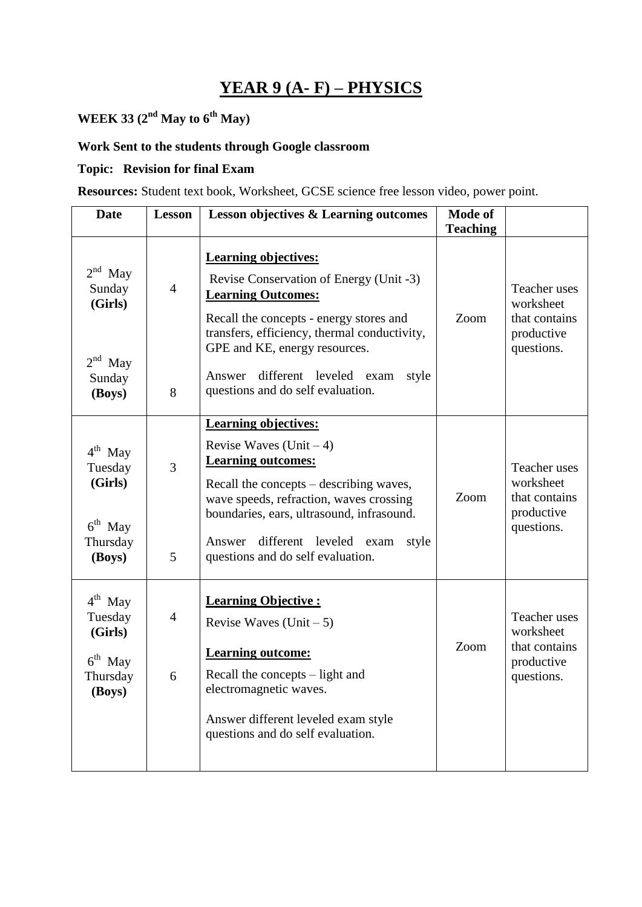# YEAR 9 (A- F) – PHYSICS

**WEEK 33 (2nd May to 6th May)**

**Work Sent to the students through Google classroom**

**Topic: Revision for final Exam**

**Resources:** Student text book, Worksheet, GCSE science free lesson video, power point.

| Date | Lesson | Lesson objectives & Learning outcomes | Mode of Teaching | |
|---|---|---|---|---|
| 2nd May Sunday **(Girls)**<br><br>2nd May Sunday **(Boys)** | 4<br><br>8 | **Learning objectives:**<br>Revise Conservation of Energy (Unit -3)<br>**Learning Outcomes:**<br>Recall the concepts - energy stores and transfers, efficiency, thermal conductivity, GPE and KE, energy resources.<br>Answer different leveled exam style questions and do self evaluation. | Zoom | Teacher uses worksheet that contains productive questions. |
| 4th May Tuesday **(Girls)**<br><br>6th May Thursday **(Boys)** | 3<br><br>5 | **Learning objectives:**<br>Revise Waves (Unit – 4)<br>**Learning outcomes:**<br>Recall the concepts – describing waves, wave speeds, refraction, waves crossing boundaries, ears, ultrasound, infrasound.<br>Answer different leveled exam style questions and do self evaluation. | Zoom | Teacher uses worksheet that contains productive questions. |
| 4th May Tuesday **(Girls)**<br><br>6th May Thursday **(Boys)** | 4<br><br>6 | **Learning Objective :**<br>Revise Waves (Unit – 5)<br>**Learning outcome:**<br>Recall the concepts – light and electromagnetic waves.<br>Answer different leveled exam style questions and do self evaluation. | Zoom | Teacher uses worksheet that contains productive questions. |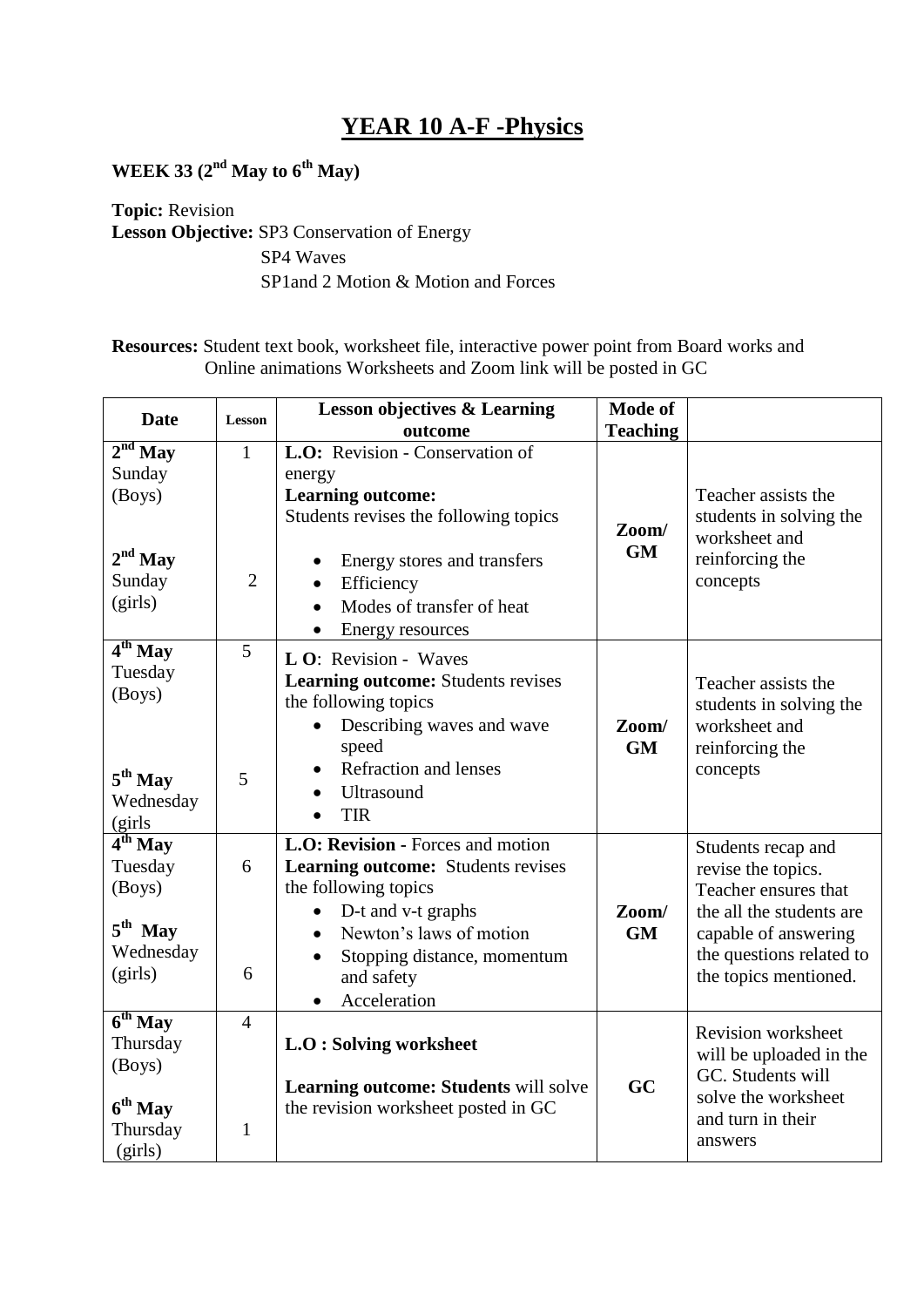# YEAR 10 A-F -Physics

**WEEK 33 (2nd May to 6th May)**

**Topic:** Revision

**Lesson Objective:** SP3 Conservation of Energy
SP4 Waves
SP1and 2 Motion & Motion and Forces

**Resources:** Student text book, worksheet file, interactive power point from Board works and Online animations Worksheets and Zoom link will be posted in GC

| Date | Lesson | Lesson objectives & Learning outcome | Mode of Teaching | |
|---|---|---|---|---|
| **2nd May** Sunday (Boys)<br><br>**2nd May** Sunday (girls) | 1<br><br>2 | **L.O:** Revision - Conservation of energy<br>**Learning outcome:**<br>Students revises the following topics<br>• Energy stores and transfers<br>• Efficiency<br>• Modes of transfer of heat<br>• Energy resources | **Zoom/ GM** | Teacher assists the students in solving the worksheet and reinforcing the concepts |
| **4th May** Tuesday (Boys)<br><br>**5th May** Wednesday (girls | 5<br><br>5 | **L O**: Revision - Waves<br>**Learning outcome:** Students revises the following topics<br>• Describing waves and wave speed<br>• Refraction and lenses<br>• Ultrasound<br>• TIR | **Zoom/ GM** | Teacher assists the students in solving the worksheet and reinforcing the concepts |
| **4th May** Tuesday (Boys)<br><br>**5th May** Wednesday (girls) | 6<br><br>6 | **L.O: Revision -** Forces and motion<br>**Learning outcome:** Students revises the following topics<br>• D-t and v-t graphs<br>• Newton's laws of motion<br>• Stopping distance, momentum and safety<br>• Acceleration | **Zoom/ GM** | Students recap and revise the topics. Teacher ensures that the all the students are capable of answering the questions related to the topics mentioned. |
| **6th May** Thursday (Boys)<br><br>**6th May** Thursday (girls) | 4<br><br>1 | **L.O : Solving worksheet**<br><br>**Learning outcome: Students** will solve the revision worksheet posted in GC | **GC** | Revision worksheet will be uploaded in the GC. Students will solve the worksheet and turn in their answers |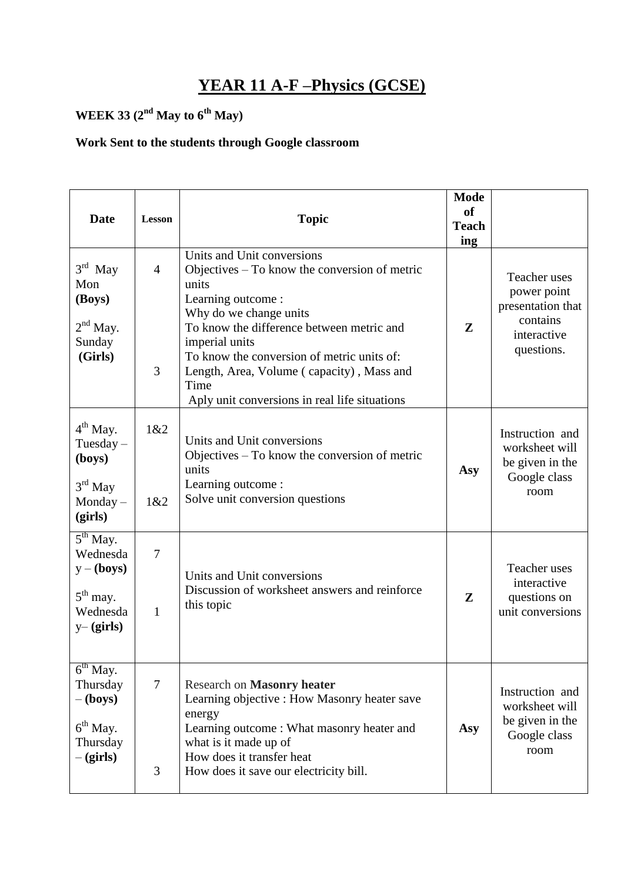# YEAR 11 A-F –Physics (GCSE)

**WEEK 33 (2nd May to 6th May)**

**Work Sent to the students through Google classroom**

| Date | Lesson | Topic | Mode of Teaching | |
|---|---|---|---|---|
| 3rd May Mon **(Boys)**<br><br>2nd May. Sunday **(Girls)** | 4<br><br>3 | Units and Unit conversions<br>Objectives – To know the conversion of metric units<br>Learning outcome :<br>Why do we change units<br>To know the difference between metric and imperial units<br>To know the conversion of metric units of: Length, Area, Volume ( capacity) , Mass and Time<br>Aply unit conversions in real life situations | **Z** | Teacher uses power point presentation that contains interactive questions. |
| 4th May. Tuesday – **(boys)**<br><br>3rd May Monday – **(girls)** | 1&2<br><br>1&2 | Units and Unit conversions<br>Objectives – To know the conversion of metric units<br>Learning outcome :<br>Solve unit conversion questions | **Asy** | Instruction and worksheet will be given in the Google class room |
| 5th May. Wednesday – **(boys)**<br><br>5th may. Wednesday– **(girls)** | 7<br><br>1 | Units and Unit conversions<br>Discussion of worksheet answers and reinforce this topic | **Z** | Teacher uses interactive questions on unit conversions |
| 6th May. Thursday – **(boys)**<br><br>6th May. Thursday – **(girls)** | 7<br><br>3 | Research on **Masonry heater**<br>Learning objective : How Masonry heater save energy<br>Learning outcome : What masonry heater and what is it made up of<br>How does it transfer heat<br>How does it save our electricity bill. | **Asy** | Instruction and worksheet will be given in the Google class room |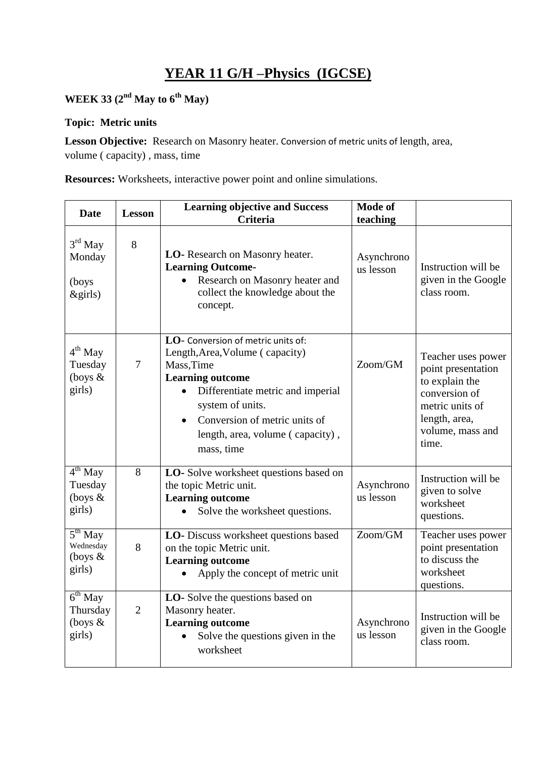# YEAR 11 G/H –Physics (IGCSE)

**WEEK 33 (2nd May to 6th May)**

**Topic: Metric units**

**Lesson Objective:** Research on Masonry heater. Conversion of metric units of length, area, volume ( capacity) , mass, time

**Resources:** Worksheets, interactive power point and online simulations.

| Date | Lesson | Learning objective and Success Criteria | Mode of teaching | |
|---|---|---|---|---|
| 3rd May Monday (boys &girls) | 8 | **LO-** Research on Masonry heater.<br>**Learning Outcome-**<br>• Research on Masonry heater and collect the knowledge about the concept. | Asynchronous lesson | Instruction will be given in the Google class room. |
| 4th May Tuesday (boys & girls) | 7 | **LO-** Conversion of metric units of: Length,Area,Volume ( capacity) Mass,Time<br>**Learning outcome**<br>• Differentiate metric and imperial system of units.<br>• Conversion of metric units of length, area, volume ( capacity) , mass, time | Zoom/GM | Teacher uses power point presentation to explain the conversion of metric units of length, area, volume, mass and time. |
| 4th May Tuesday (boys & girls) | 8 | **LO-** Solve worksheet questions based on the topic Metric unit.<br>**Learning outcome**<br>• Solve the worksheet questions. | Asynchronous lesson | Instruction will be given to solve worksheet questions. |
| 5th May Wednesday (boys & girls) | 8 | **LO-** Discuss worksheet questions based on the topic Metric unit.<br>**Learning outcome**<br>• Apply the concept of metric unit | Zoom/GM | Teacher uses power point presentation to discuss the worksheet questions. |
| 6th May Thursday (boys & girls) | 2 | **LO-** Solve the questions based on Masonry heater.<br>**Learning outcome**<br>• Solve the questions given in the worksheet | Asynchronous lesson | Instruction will be given in the Google class room. |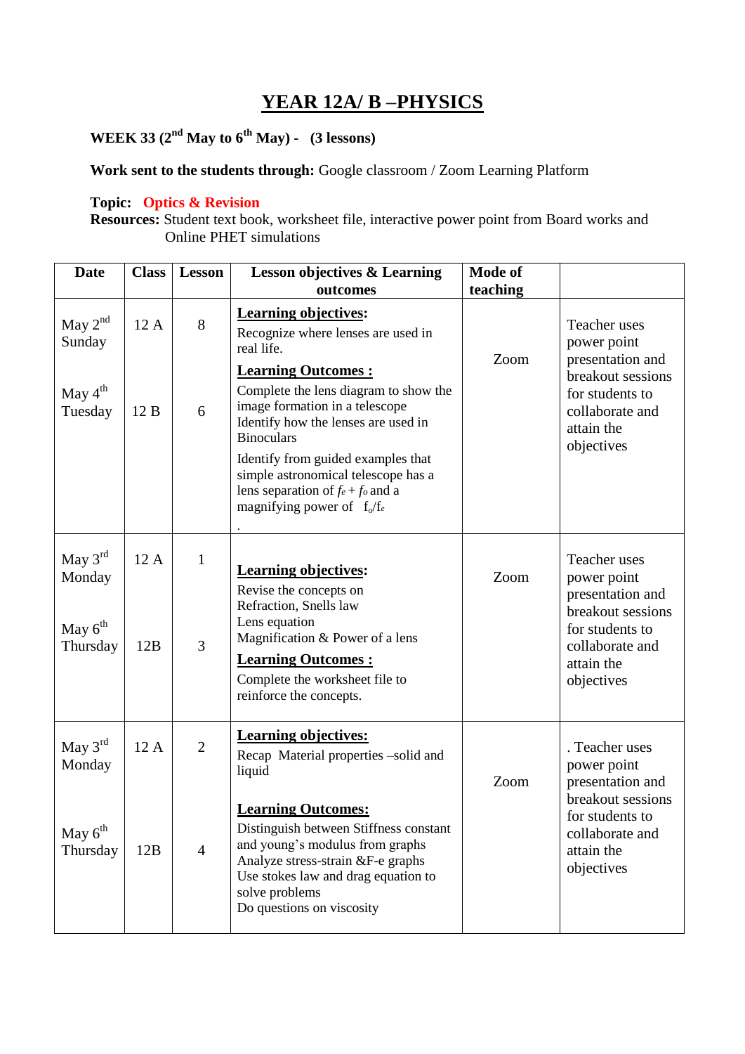# YEAR 12A/ B –PHYSICS

**WEEK 33 (2nd May to 6th May) - (3 lessons)**

**Work sent to the students through:** Google classroom / Zoom Learning Platform

**Topic:** **Optics & Revision**

**Resources:** Student text book, worksheet file, interactive power point from Board works and Online PHET simulations

| Date | Class | Lesson | Lesson objectives & Learning outcomes | Mode of teaching | |
|---|---|---|---|---|---|
| May 2nd Sunday<br><br>May 4th Tuesday | 12 A<br><br>12 B | 8<br><br>6 | **Learning objectives:**<br>Recognize where lenses are used in real life.<br>**Learning Outcomes :**<br>Complete the lens diagram to show the image formation in a telescope<br>Identify how the lenses are used in Binoculars<br>Identify from guided examples that simple astronomical telescope has a lens separation of $f_e + f_o$ and a magnifying power of $f_o/f_e$<br>. | Zoom | Teacher uses power point presentation and breakout sessions for students to collaborate and attain the objectives |
| May 3rd Monday<br><br>May 6th Thursday | 12 A<br><br>12B | 1<br><br>3 | **Learning objectives:**<br>Revise the concepts on Refraction, Snells law<br>Lens equation<br>Magnification & Power of a lens<br>**Learning Outcomes :**<br>Complete the worksheet file to reinforce the concepts. | Zoom | Teacher uses power point presentation and breakout sessions for students to collaborate and attain the objectives |
| May 3rd Monday<br><br>May 6th Thursday | 12 A<br><br>12B | 2<br><br>4 | **Learning objectives:**<br>Recap Material properties –solid and liquid<br>**Learning Outcomes:**<br>Distinguish between Stiffness constant and young's modulus from graphs<br>Analyze stress-strain &F-e graphs<br>Use stokes law and drag equation to solve problems<br>Do questions on viscosity | Zoom | . Teacher uses power point presentation and breakout sessions for students to collaborate and attain the objectives |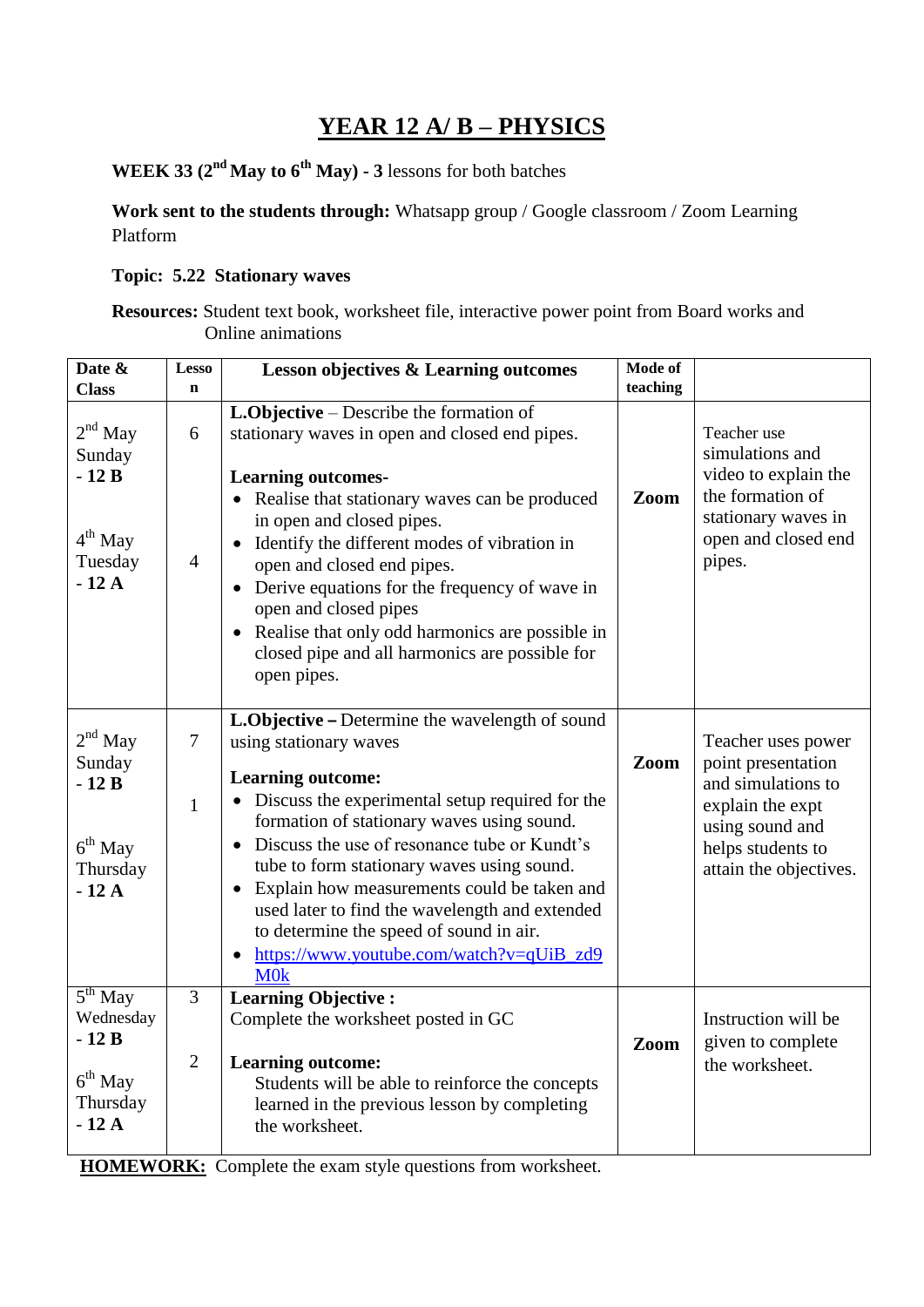# YEAR 12 A/ B – PHYSICS

**WEEK 33 (2nd May to 6th May) - 3** lessons for both batches

**Work sent to the students through:** Whatsapp group / Google classroom / Zoom Learning Platform

**Topic: 5.22 Stationary waves**

**Resources:** Student text book, worksheet file, interactive power point from Board works and Online animations

| Date & Class | Lesson | Lesson objectives & Learning outcomes | Mode of teaching | |
|---|---|---|---|---|
| 2nd May Sunday **- 12 B**<br><br>4th May Tuesday **- 12 A** | 6<br><br>4 | **L.Objective** – Describe the formation of stationary waves in open and closed end pipes.<br><br>**Learning outcomes-**<br>• Realise that stationary waves can be produced in open and closed pipes.<br>• Identify the different modes of vibration in open and closed end pipes.<br>• Derive equations for the frequency of wave in open and closed pipes<br>• Realise that only odd harmonics are possible in closed pipe and all harmonics are possible for open pipes. | **Zoom** | Teacher use simulations and video to explain the the formation of stationary waves in open and closed end pipes. |
| 2nd May Sunday **- 12 B**<br><br>6th May Thursday **- 12 A** | 7<br><br>1 | **L.Objective –** Determine the wavelength of sound using stationary waves<br><br>**Learning outcome:**<br>• Discuss the experimental setup required for the formation of stationary waves using sound.<br>• Discuss the use of resonance tube or Kundt's tube to form stationary waves using sound.<br>• Explain how measurements could be taken and used later to find the wavelength and extended to determine the speed of sound in air.<br>• https://www.youtube.com/watch?v=qUiB_zd9M0k | **Zoom** | Teacher uses power point presentation and simulations to explain the expt using sound and helps students to attain the objectives. |
| 5th May Wednesday **- 12 B**<br><br>6th May Thursday **- 12 A** | 3<br><br>2 | **Learning Objective :**<br>Complete the worksheet posted in GC<br><br>**Learning outcome:**<br>Students will be able to reinforce the concepts learned in the previous lesson by completing the worksheet. | **Zoom** | Instruction will be given to complete the worksheet. |

**HOMEWORK:** Complete the exam style questions from worksheet.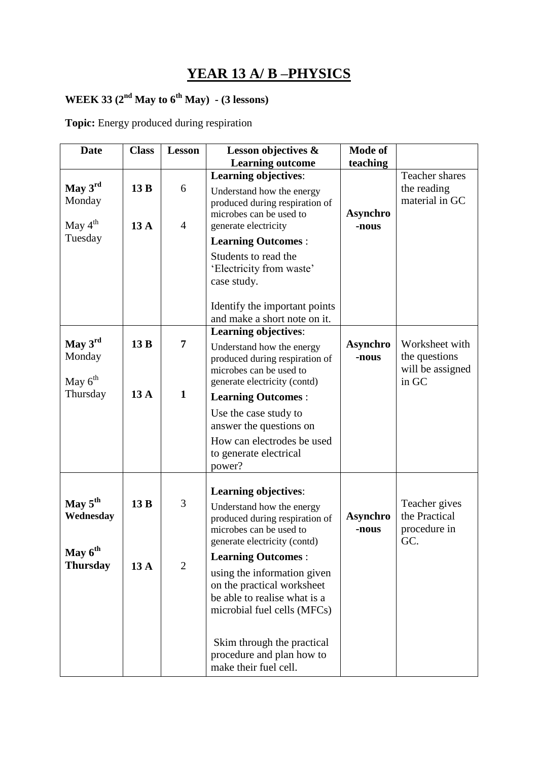# YEAR 13 A/ B –PHYSICS

**WEEK 33 (2nd May to 6th May) - (3 lessons)**

**Topic:** Energy produced during respiration

| Date | Class | Lesson | Lesson objectives & Learning outcome | Mode of teaching | |
|---|---|---|---|---|---|
| **May 3rd** Monday<br><br>May 4th Tuesday | **13 B**<br><br>**13 A** | 6<br><br>4 | **Learning objectives**:<br>Understand how the energy produced during respiration of microbes can be used to generate electricity<br>**Learning Outcomes** :<br>Students to read the 'Electricity from waste' case study.<br><br>Identify the important points and make a short note on it. | **Asynchro -nous** | Teacher shares the reading material in GC |
| **May 3rd** Monday<br><br>May 6th Thursday | **13 B**<br><br>**13 A** | **7**<br><br>**1** | **Learning objectives**:<br>Understand how the energy produced during respiration of microbes can be used to generate electricity (contd)<br>**Learning Outcomes** :<br>Use the case study to answer the questions on<br>How can electrodes be used to generate electrical power? | **Asynchro -nous** | Worksheet with the questions will be assigned in GC |
| **May 5th Wednesday**<br><br>**May 6th Thursday** | **13 B**<br><br>**13 A** | 3<br><br>2 | **Learning objectives**:<br>Understand how the energy produced during respiration of microbes can be used to generate electricity (contd)<br>**Learning Outcomes** :<br>using the information given on the practical worksheet be able to realise what is a microbial fuel cells (MFCs)<br><br>Skim through the practical procedure and plan how to make their fuel cell. | **Asynchro -nous** | Teacher gives the Practical procedure in GC. |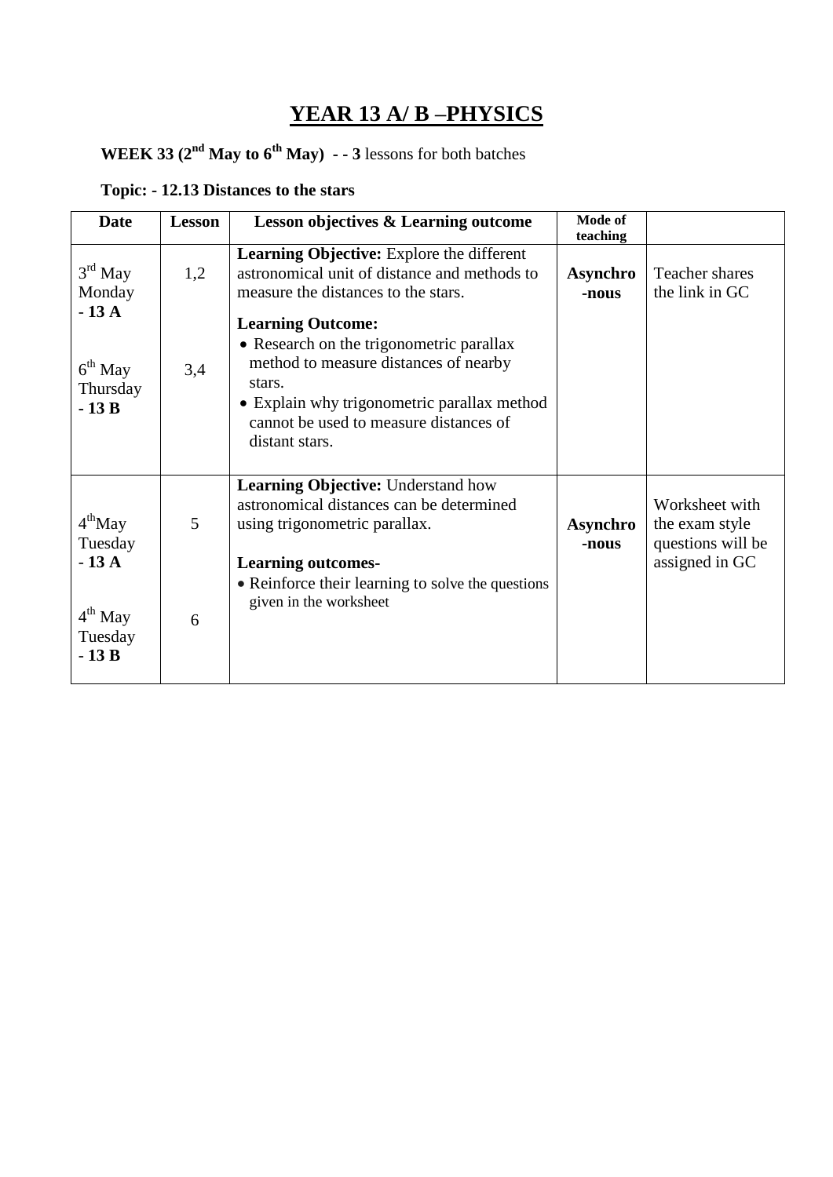# YEAR 13 A/ B –PHYSICS

**WEEK 33 (2nd May to 6th May) - - 3** lessons for both batches

**Topic: - 12.13 Distances to the stars**

| Date | Lesson | Lesson objectives & Learning outcome | Mode of teaching | |
|---|---|---|---|---|
| 3rd May Monday **- 13 A**<br><br>6th May Thursday **- 13 B** | 1,2<br><br>3,4 | **Learning Objective:** Explore the different astronomical unit of distance and methods to measure the distances to the stars.<br><br>**Learning Outcome:**<br>• Research on the trigonometric parallax method to measure distances of nearby stars.<br>• Explain why trigonometric parallax method cannot be used to measure distances of distant stars. | **Asynchro -nous** | Teacher shares the link in GC |
| 4thMay Tuesday **- 13 A**<br><br>4th May Tuesday **- 13 B** | 5<br><br>6 | **Learning Objective:** Understand how astronomical distances can be determined using trigonometric parallax.<br><br>**Learning outcomes-**<br>• Reinforce their learning to solve the questions given in the worksheet | **Asynchro -nous** | Worksheet with the exam style questions will be assigned in GC |